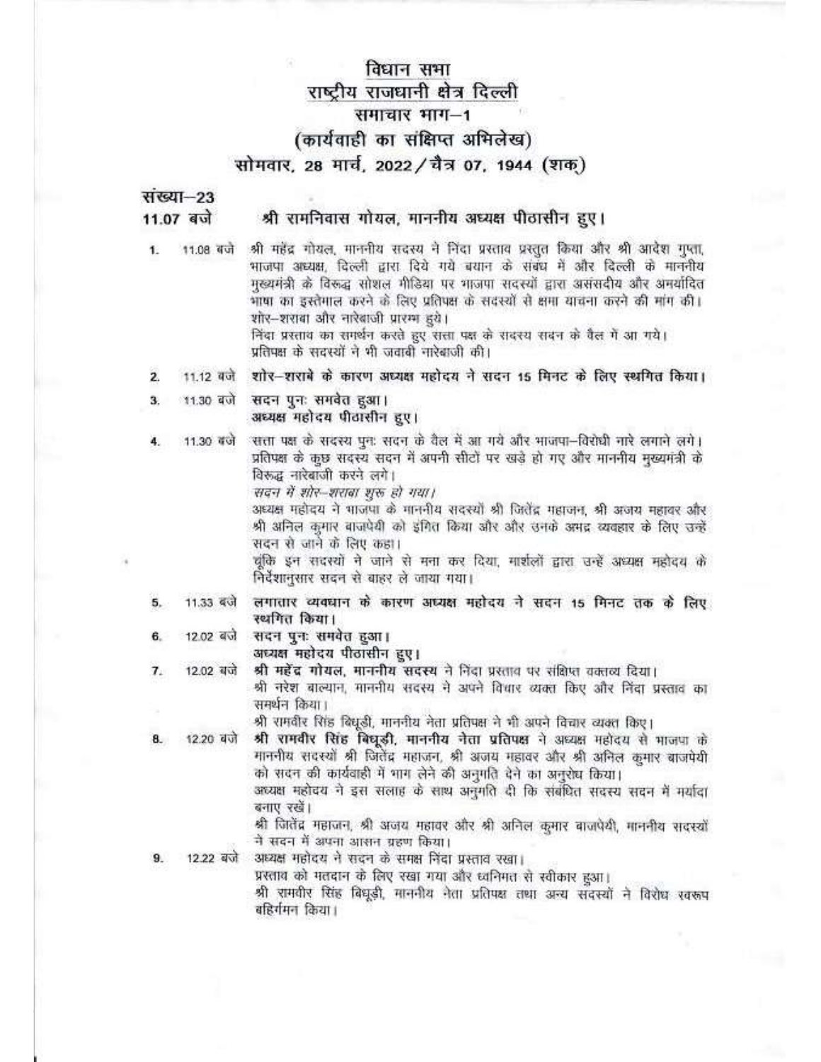# विधान सभा
## राष्ट्रीय राजधानी क्षेत्र दिल्ली
## समाचार भाग–1
## (कार्यवाही का संक्षिप्त अभिलेख)
## सोमवार, 28 मार्च, 2022/चैत्र 07, 1944 (शक)

**संख्या–23**

**11.07 बजे** **श्री रामनिवास गोयल, माननीय अध्यक्ष पीठासीन हुए।**

1. 11.08 बजे श्री महेंद्र गोयल, माननीय सदस्य ने निंदा प्रस्ताव प्रस्तुत किया और श्री आदेश गुप्ता, भाजपा अध्यक्ष, दिल्ली द्वारा दिये गये बयान के संबंध में और दिल्ली के माननीय मुख्यमंत्री के विरूद्ध सोशल मीडिया पर भाजपा सदस्यों द्वारा असंसदीय और अमर्यादित भाषा का इस्तेमाल करने के लिए प्रतिपक्ष के सदस्यों से क्षमा याचना करने की मांग की।
   शोर–शराबा और नारेबाजी प्रारम्भ हुये।
   निंदा प्रस्ताव का समर्थन करते हुए सत्ता पक्ष के सदस्य सदन के वैल में आ गये।
   प्रतिपक्ष के सदस्यों ने भी जवाबी नारेबाजी की।

2. 11.12 बजे **शोर–शराबे के कारण अध्यक्ष महोदय ने सदन 15 मिनट के लिए स्थगित किया।**

3. 11.30 बजे **सदन पुनः समवेत हुआ।**
   **अध्यक्ष महोदय पीठासीन हुए।**

4. 11.30 बजे सत्ता पक्ष के सदस्य पुनः सदन के वैल में आ गये और भाजपा–विरोधी नारे लगाने लगे। प्रतिपक्ष के कुछ सदस्य सदन में अपनी सीटों पर खड़े हो गए और माननीय मुख्यमंत्री के विरूद्ध नारेबाजी करने लगे।
   *सदन में शोर–शराबा शुरू हो गया।*
   अध्यक्ष महोदय ने भाजपा के माननीय सदस्यों श्री जितेंद्र महाजन, श्री अजय महावर और श्री अनिल कुमार बाजपेयी को इंगित किया और और उनके अभद्र व्यवहार के लिए उन्हें सदन से जाने के लिए कहा।
   चूंकि इन सदस्यों ने जाने से मना कर दिया, मार्शलों द्वारा उन्हें अध्यक्ष महोदय के निर्देशानुसार सदन से बाहर ले जाया गया।

5. 11.33 बजे **लगातार व्यवधान के कारण अध्यक्ष महोदय ने सदन 15 मिनट तक के लिए स्थगित किया।**

6. 12.02 बजे **सदन पुनः समवेत हुआ।**
   **अध्यक्ष महोदय पीठासीन हुए।**

7. 12.02 बजे **श्री महेंद्र गोयल, माननीय सदस्य** ने निंदा प्रस्ताव पर संक्षिप्त वक्तव्य दिया।
   श्री नरेश बाल्यान, माननीय सदस्य ने अपने विचार व्यक्त किए और निंदा प्रस्ताव का समर्थन किया।
   श्री रामवीर सिंह बिधूड़ी, माननीय नेता प्रतिपक्ष ने भी अपने विचार व्यक्त किए।

8. 12.20 बजे **श्री रामवीर सिंह बिधूड़ी, माननीय नेता प्रतिपक्ष** ने अध्यक्ष महोदय से भाजपा के माननीय सदस्यों श्री जितेंद्र महाजन, श्री अजय महावर और श्री अनिल कुमार बाजपेयी को सदन की कार्यवाही में भाग लेने की अनुमति देने का अनुरोध किया।
   अध्यक्ष महोदय ने इस सलाह के साथ अनुमति दी कि संबंधित सदस्य सदन में मर्यादा बनाए रखें।
   श्री जितेंद्र महाजन, श्री अजय महावर और श्री अनिल कुमार बाजपेयी, माननीय सदस्यों ने सदन में अपना आसन ग्रहण किया।

9. 12.22 बजे अध्यक्ष महोदय ने सदन के समक्ष निंदा प्रस्ताव रखा।
   प्रस्ताव को मतदान के लिए रखा गया और ध्वनिमत से स्वीकार हुआ।
   श्री रामवीर सिंह बिधूड़ी, माननीय नेता प्रतिपक्ष तथा अन्य सदस्यों ने विरोध स्वरूप बहिर्गमन किया।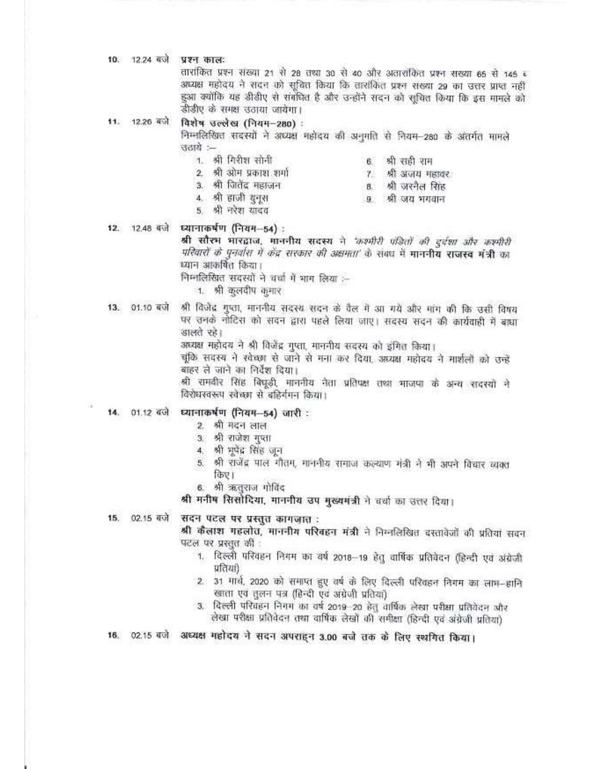10. 12.24 बजे **प्रश्न काल:**

तारांकित प्रश्न संख्या 21 से 28 तथा 30 से 40 और अतारांकित प्रश्न संख्या 65 से 145 ‹
अध्यक्ष महोदय ने सदन को सूचित किया कि तारांकित प्रश्न संख्या 29 का उत्तर प्राप्त नहीं हुआ क्योंकि यह डीडीए से संबंधित है और उन्होंने सदन को सूचित किया कि इस मामले को डीडीए के समक्ष उठाया जायेगा।

11. 12.26 बजे **विशेष उल्लेख (नियम–280) :**

निम्नलिखित सदस्यों ने अध्यक्ष महोदय की अनुमति से नियम–280 के अंतर्गत मामले उठाये :–

1. श्री गिरीश सोनी
2. श्री ओम प्रकाश शर्मा
3. श्री जितेंद्र महाजन
4. श्री हाजी युनूस
5. श्री नरेश यादव
6. श्री सही राम
7. श्री अजय महावर
8. श्री जरनैल सिंह
9. श्री जय भगवान

12. 12.48 बजे **ध्यानाकर्षण (नियम–54) :**

**श्री सौरभ भारद्वाज, माननीय सदस्य** ने *'कश्मीरी पंडितों की दुर्दशा और कश्मीरी परिवारों के पुनर्वास में केंद्र सरकार की अक्षमता'* के संबध में **माननीय राजस्व मंत्री** का ध्यान आकर्षित किया।

निम्नलिखित सदस्यों ने चर्चा में भाग लिया :–

1. श्री कुलदीप कुमार

13. 01.10 बजे श्री विजेंद्र गुप्ता, माननीय सदस्य सदन के वैल में आ गये और मांग की कि उसी विषय पर उनके नोटिस को सदन द्वारा पहले लिया जाए। सदस्य सदन की कार्यवाही में बाधा डालते रहे।

अध्यक्ष महोदय ने श्री विजेंद्र गुप्ता, माननीय सदस्य को इंगित किया।

चूंकि सदस्य ने स्वेच्छा से जाने से मना कर दिया, अध्यक्ष महोदय ने मार्शलों को उन्हें बाहर ले जाने का निर्देश दिया।

श्री रामवीर सिंह बिधूड़ी, माननीय नेता प्रतिपक्ष तथा भाजपा के अन्य सदस्यों ने विरोधस्वरूप स्वेच्छा से बहिर्गमन किया।

14. 01.12 बजे **ध्यानाकर्षण (नियम–54) जारी :**

2. श्री मदन लाल
3. श्री राजेश गुप्ता
4. श्री भूपेंद्र सिंह जून
5. श्री राजेंद्र पाल गौतम, माननीय समाज कल्याण मंत्री ने भी अपने विचार व्यक्त किए।
6. श्री ऋतुराज गोविंद

**श्री मनीष सिसोदिया, माननीय उप मुख्यमंत्री** ने चर्चा का उत्तर दिया।

15. 02.15 बजे **सदन पटल पर प्रस्तुत कागजात :**

**श्री कैलाश गहलोत, माननीय परिवहन मंत्री** ने निम्नलिखित दस्तावेजों की प्रतियां सदन पटल पर प्रस्तुत की :

1. दिल्ली परिवहन निगम का वर्ष 2018–19 हेतु वार्षिक प्रतिवेदन (हिन्दी एवं अंग्रेजी प्रतियां)
2. 31 मार्च, 2020 को समाप्त हुए वर्ष के लिए दिल्ली परिवहन निगम का लाभ–हानि खाता एवं तुलन पत्र (हिन्दी एवं अंग्रेजी प्रतियां)
3. दिल्ली परिवहन निगम का वर्ष 2019–20 हेतु वार्षिक लेखा परीक्षा प्रतिवेदन और लेखा परीक्षा प्रतिवेदन तथा वार्षिक लेखों की समीक्षा (हिन्दी एवं अंग्रेजी प्रतियां)

16. 02.15 बजे **अध्यक्ष महोदय ने सदन अपराह्न 3.00 बजे तक के लिए स्थगित किया।**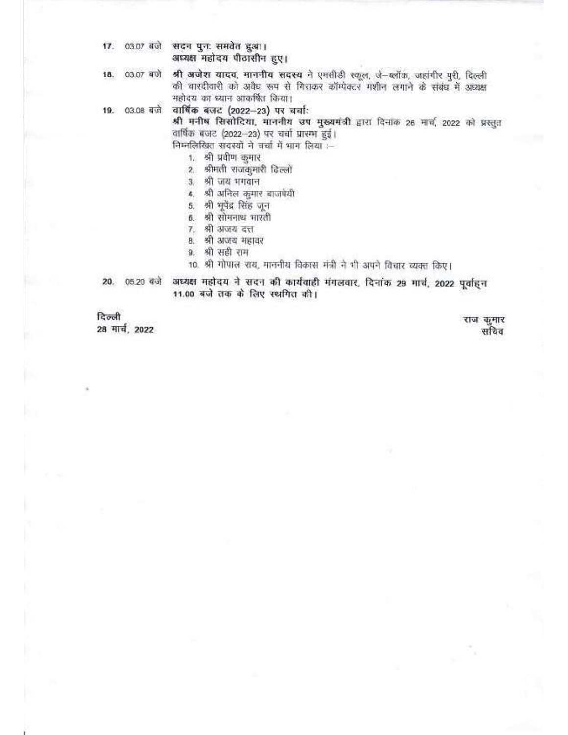17. 03.07 बजे **सदन पुनः समवेत हुआ।**
**अध्यक्ष महोदय पीठासीन हुए।**

18. 03.07 बजे **श्री अजेश यादव, माननीय सदस्य** ने एमसीडी स्कूल, जे–ब्लॉक, जहांगीर पुरी, दिल्ली की चारदीवारी को अवैध रूप से गिराकर कॉम्पेक्टर मशीन लगाने के संबंध में अध्यक्ष महोदय का ध्यान आकर्षित किया।

19. 03.08 बजे **वार्षिक बजट (2022–23) पर चर्चा:**
**श्री मनीष सिसोदिया, माननीय उप मुख्यमंत्री** द्वारा दिनांक 26 मार्च, 2022 को प्रस्तुत वार्षिक बजट (2022–23) पर चर्चा प्रारम्भ हुई।
निम्नलिखित सदस्यों ने चर्चा में भाग लिया :–

1. श्री प्रवीण कुमार
2. श्रीमती राजकुमारी ढिल्लों
3. श्री जय भगवान
4. श्री अनिल कुमार बाजपेयी
5. श्री भूपेंद्र सिंह जून
6. श्री सोमनाथ भारती
7. श्री अजय दत्त
8. श्री अजय महावर
9. श्री सही राम
10. श्री गोपाल राय, माननीय विकास मंत्री ने भी अपने विचार व्यक्त किए।

20. 05.20 बजे **अध्यक्ष महोदय ने सदन की कार्यवाही मंगलवार, दिनांक 29 मार्च, 2022 पूर्वाह्न 11.00 बजे तक के लिए स्थगित की।**

दिल्ली
28 मार्च, 2022

राज कुमार
सचिव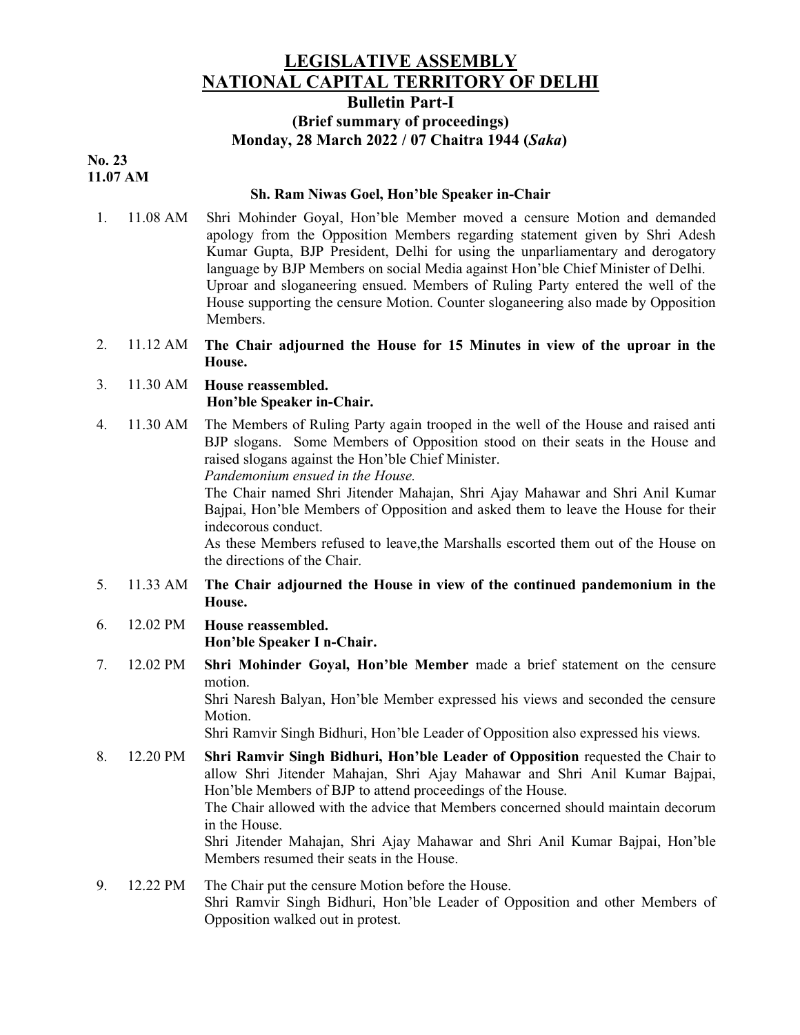# LEGISLATIVE ASSEMBLY
# NATIONAL CAPITAL TERRITORY OF DELHI

## Bulletin Part-I

### (Brief summary of proceedings)

### Monday, 28 March 2022 / 07 Chaitra 1944 (*Saka*)

**No. 23**
**11.07 AM**

**Sh. Ram Niwas Goel, Hon'ble Speaker in-Chair**

1. 11.08 AM Shri Mohinder Goyal, Hon'ble Member moved a censure Motion and demanded apology from the Opposition Members regarding statement given by Shri Adesh Kumar Gupta, BJP President, Delhi for using the unparliamentary and derogatory language by BJP Members on social Media against Hon'ble Chief Minister of Delhi.
   Uproar and sloganeering ensued. Members of Ruling Party entered the well of the House supporting the censure Motion. Counter sloganeering also made by Opposition Members.

2. 11.12 AM **The Chair adjourned the House for 15 Minutes in view of the uproar in the House.**

3. 11.30 AM **House reassembled.**
   **Hon'ble Speaker in-Chair.**

4. 11.30 AM The Members of Ruling Party again trooped in the well of the House and raised anti BJP slogans. Some Members of Opposition stood on their seats in the House and raised slogans against the Hon'ble Chief Minister.
   *Pandemonium ensued in the House.*
   The Chair named Shri Jitender Mahajan, Shri Ajay Mahawar and Shri Anil Kumar Bajpai, Hon'ble Members of Opposition and asked them to leave the House for their indecorous conduct.
   As these Members refused to leave,the Marshalls escorted them out of the House on the directions of the Chair.

5. 11.33 AM **The Chair adjourned the House in view of the continued pandemonium in the House.**

6. 12.02 PM **House reassembled.**
   **Hon'ble Speaker I n-Chair.**

7. 12.02 PM **Shri Mohinder Goyal, Hon'ble Member** made a brief statement on the censure motion.
   Shri Naresh Balyan, Hon'ble Member expressed his views and seconded the censure Motion.
   Shri Ramvir Singh Bidhuri, Hon'ble Leader of Opposition also expressed his views.

8. 12.20 PM **Shri Ramvir Singh Bidhuri, Hon'ble Leader of Opposition** requested the Chair to allow Shri Jitender Mahajan, Shri Ajay Mahawar and Shri Anil Kumar Bajpai, Hon'ble Members of BJP to attend proceedings of the House.
   The Chair allowed with the advice that Members concerned should maintain decorum in the House.
   Shri Jitender Mahajan, Shri Ajay Mahawar and Shri Anil Kumar Bajpai, Hon'ble Members resumed their seats in the House.

9. 12.22 PM The Chair put the censure Motion before the House.
   Shri Ramvir Singh Bidhuri, Hon'ble Leader of Opposition and other Members of Opposition walked out in protest.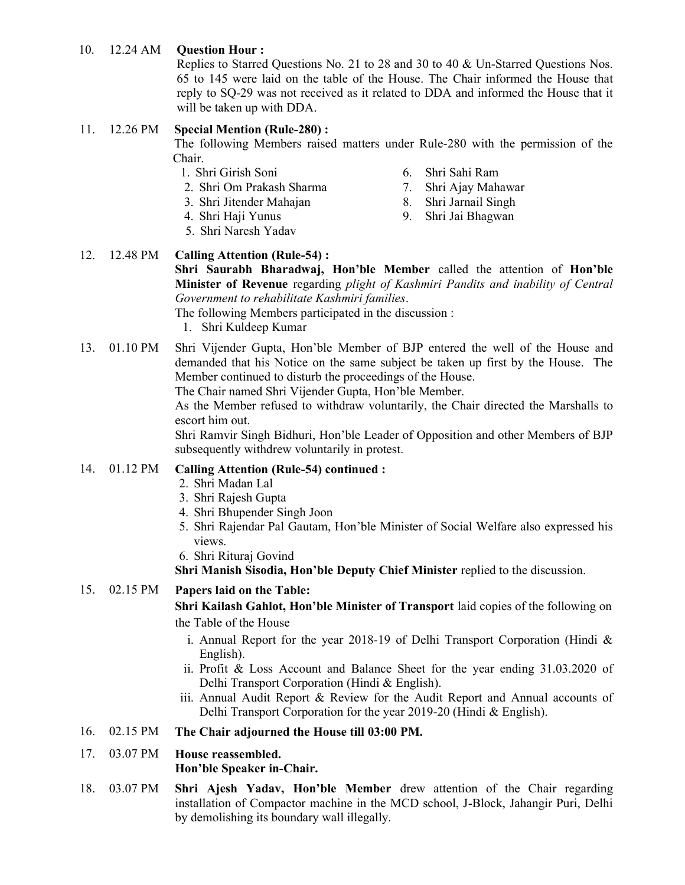10. 12.24 AM **Question Hour :**
Replies to Starred Questions No. 21 to 28 and 30 to 40 & Un-Starred Questions Nos. 65 to 145 were laid on the table of the House. The Chair informed the House that reply to SQ-29 was not received as it related to DDA and informed the House that it will be taken up with DDA.

11. 12.26 PM **Special Mention (Rule-280) :**
The following Members raised matters under Rule-280 with the permission of the Chair.
    1. Shri Girish Soni
    2. Shri Om Prakash Sharma
    3. Shri Jitender Mahajan
    4. Shri Haji Yunus
    5. Shri Naresh Yadav
    6. Shri Sahi Ram
    7. Shri Ajay Mahawar
    8. Shri Jarnail Singh
    9. Shri Jai Bhagwan

12. 12.48 PM **Calling Attention (Rule-54) :**
**Shri Saurabh Bharadwaj, Hon'ble Member** called the attention of **Hon'ble Minister of Revenue** regarding *plight of Kashmiri Pandits and inability of Central Government to rehabilitate Kashmiri families*.
The following Members participated in the discussion :
    1. Shri Kuldeep Kumar

13. 01.10 PM Shri Vijender Gupta, Hon'ble Member of BJP entered the well of the House and demanded that his Notice on the same subject be taken up first by the House. The Member continued to disturb the proceedings of the House.
The Chair named Shri Vijender Gupta, Hon'ble Member.
As the Member refused to withdraw voluntarily, the Chair directed the Marshalls to escort him out.
Shri Ramvir Singh Bidhuri, Hon'ble Leader of Opposition and other Members of BJP subsequently withdrew voluntarily in protest.

14. 01.12 PM **Calling Attention (Rule-54) continued :**
    2. Shri Madan Lal
    3. Shri Rajesh Gupta
    4. Shri Bhupender Singh Joon
    5. Shri Rajendar Pal Gautam, Hon'ble Minister of Social Welfare also expressed his views.
    6. Shri Rituraj Govind

**Shri Manish Sisodia, Hon'ble Deputy Chief Minister** replied to the discussion.

15. 02.15 PM **Papers laid on the Table:**
**Shri Kailash Gahlot, Hon'ble Minister of Transport** laid copies of the following on the Table of the House
    i. Annual Report for the year 2018-19 of Delhi Transport Corporation (Hindi & English).
    ii. Profit & Loss Account and Balance Sheet for the year ending 31.03.2020 of Delhi Transport Corporation (Hindi & English).
    iii. Annual Audit Report & Review for the Audit Report and Annual accounts of Delhi Transport Corporation for the year 2019-20 (Hindi & English).

16. 02.15 PM **The Chair adjourned the House till 03:00 PM.**

17. 03.07 PM **House reassembled.**
**Hon'ble Speaker in-Chair.**

18. 03.07 PM **Shri Ajesh Yadav, Hon'ble Member** drew attention of the Chair regarding installation of Compactor machine in the MCD school, J-Block, Jahangir Puri, Delhi by demolishing its boundary wall illegally.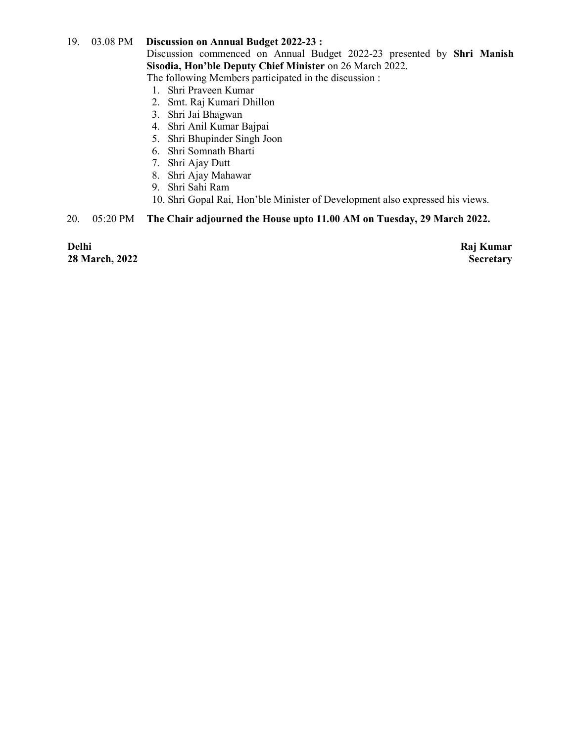19. 03.08 PM **Discussion on Annual Budget 2022-23 :**

Discussion commenced on Annual Budget 2022-23 presented by **Shri Manish Sisodia, Hon'ble Deputy Chief Minister** on 26 March 2022.

The following Members participated in the discussion :

1. Shri Praveen Kumar
2. Smt. Raj Kumari Dhillon
3. Shri Jai Bhagwan
4. Shri Anil Kumar Bajpai
5. Shri Bhupinder Singh Joon
6. Shri Somnath Bharti
7. Shri Ajay Dutt
8. Shri Ajay Mahawar
9. Shri Sahi Ram
10. Shri Gopal Rai, Hon'ble Minister of Development also expressed his views.

20. 05:20 PM **The Chair adjourned the House upto 11.00 AM on Tuesday, 29 March 2022.**

**Delhi**
**28 March, 2022**

**Raj Kumar**
**Secretary**